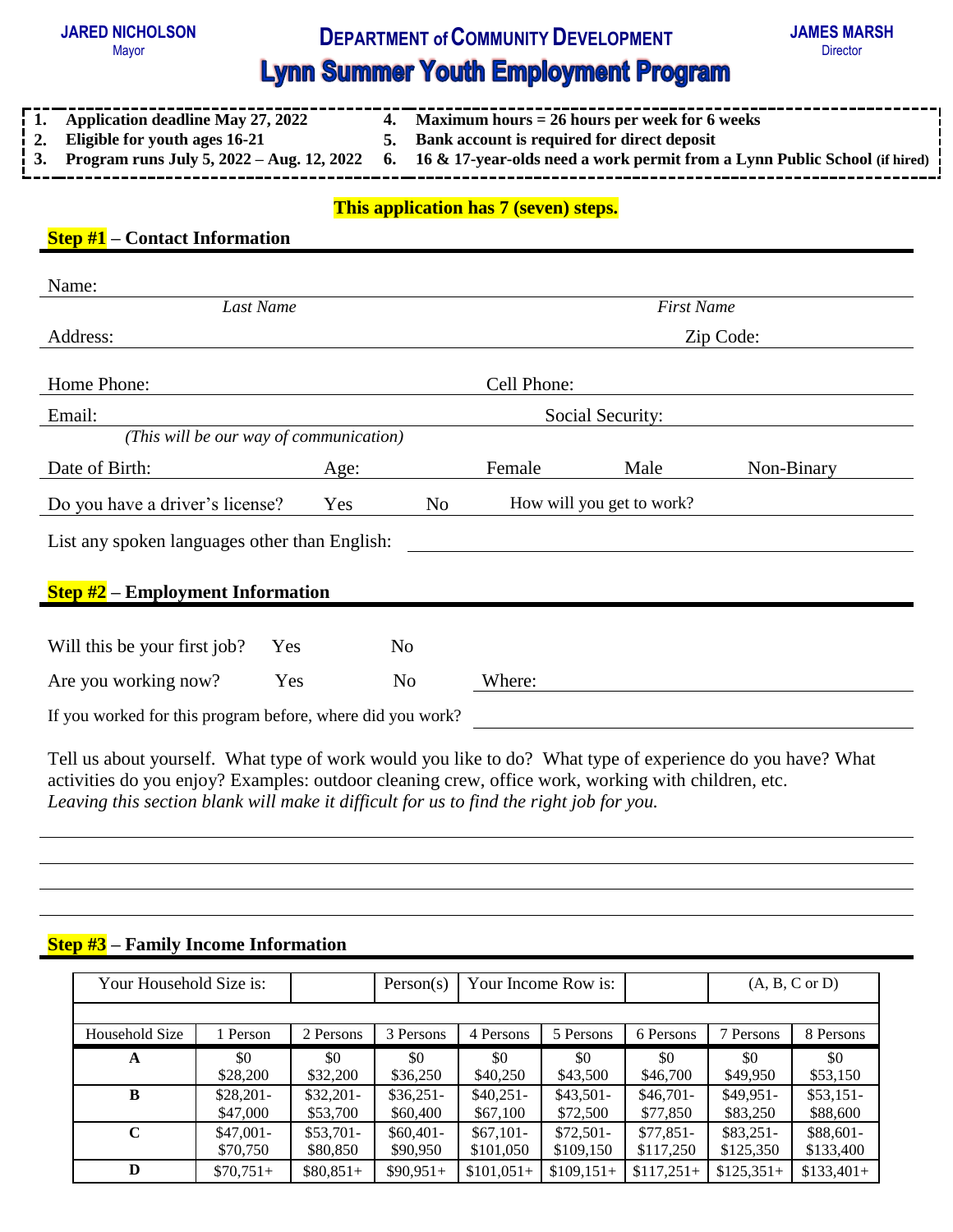**JARED NICHOLSON**
Mayor

**DEPARTMENT of COMMUNITY DEVELOPMENT**

**JAMES MARSH**
Director

# Lynn Summer Youth Employment Program

1. **Application deadline May 27, 2022**
2. **Eligible for youth ages 16-21**
3. **Program runs July 5, 2022 – Aug. 12, 2022**
4. **Maximum hours = 26 hours per week for 6 weeks**
5. **Bank account is required for direct deposit**
6. **16 & 17-year-olds need a work permit from a Lynn Public School (if hired)**

**This application has 7 (seven) steps.**

## Step #1 – Contact Information

Name: ______________________________ ______________________________
*Last Name* *First Name*

Address: ______________________________ Zip Code: __________

Home Phone: ______________________________ Cell Phone: ______________________________

Email: ______________________________ Social Security: ______________________________
*(This will be our way of communication)*

Date of Birth: __________ Age: __________ Female Male Non-Binary

Do you have a driver's license? Yes No How will you get to work? ______________________________

List any spoken languages other than English: ______________________________

## Step #2 – Employment Information

Will this be your first job? Yes No

Are you working now? Yes No Where: ______________________________

If you worked for this program before, where did you work? ______________________________

Tell us about yourself. What type of work would you like to do? What type of experience do you have? What activities do you enjoy? Examples: outdoor cleaning crew, office work, working with children, etc.
*Leaving this section blank will make it difficult for us to find the right job for you.*

______________________________________________________________________________

______________________________________________________________________________

______________________________________________________________________________

______________________________________________________________________________

## Step #3 – Family Income Information

| Your Household Size is: | | Person(s) | Your Income Row is: | | (A, B, C or D) | | |
|---|---|---|---|---|---|---|---|
| | | | | | | | |
| **Household Size** | **1 Person** | **2 Persons** | **3 Persons** | **4 Persons** | **5 Persons** | **6 Persons** | **7 Persons** | **8 Persons** |
| **A** | $0<br>$28,200 | $0<br>$32,200 | $0<br>$36,250 | $0<br>$40,250 | $0<br>$43,500 | $0<br>$46,700 | $0<br>$49,950 | $0<br>$53,150 |
| **B** | $28,201-<br>$47,000 | $32,201-<br>$53,700 | $36,251-<br>$60,400 | $40,251-<br>$67,100 | $43,501-<br>$72,500 | $46,701-<br>$77,850 | $49,951-<br>$83,250 | $53,151-<br>$88,600 |
| **C** | $47,001-<br>$70,750 | $53,701-<br>$80,850 | $60,401-<br>$90,950 | $67,101-<br>$101,050 | $72,501-<br>$109,150 | $77,851-<br>$117,250 | $83,251-<br>$125,350 | $88,601-<br>$133,400 |
| **D** | $70,751+ | $80,851+ | $90,951+ | $101,051+ | $109,151+ | $117,251+ | $125,351+ | $133,401+ |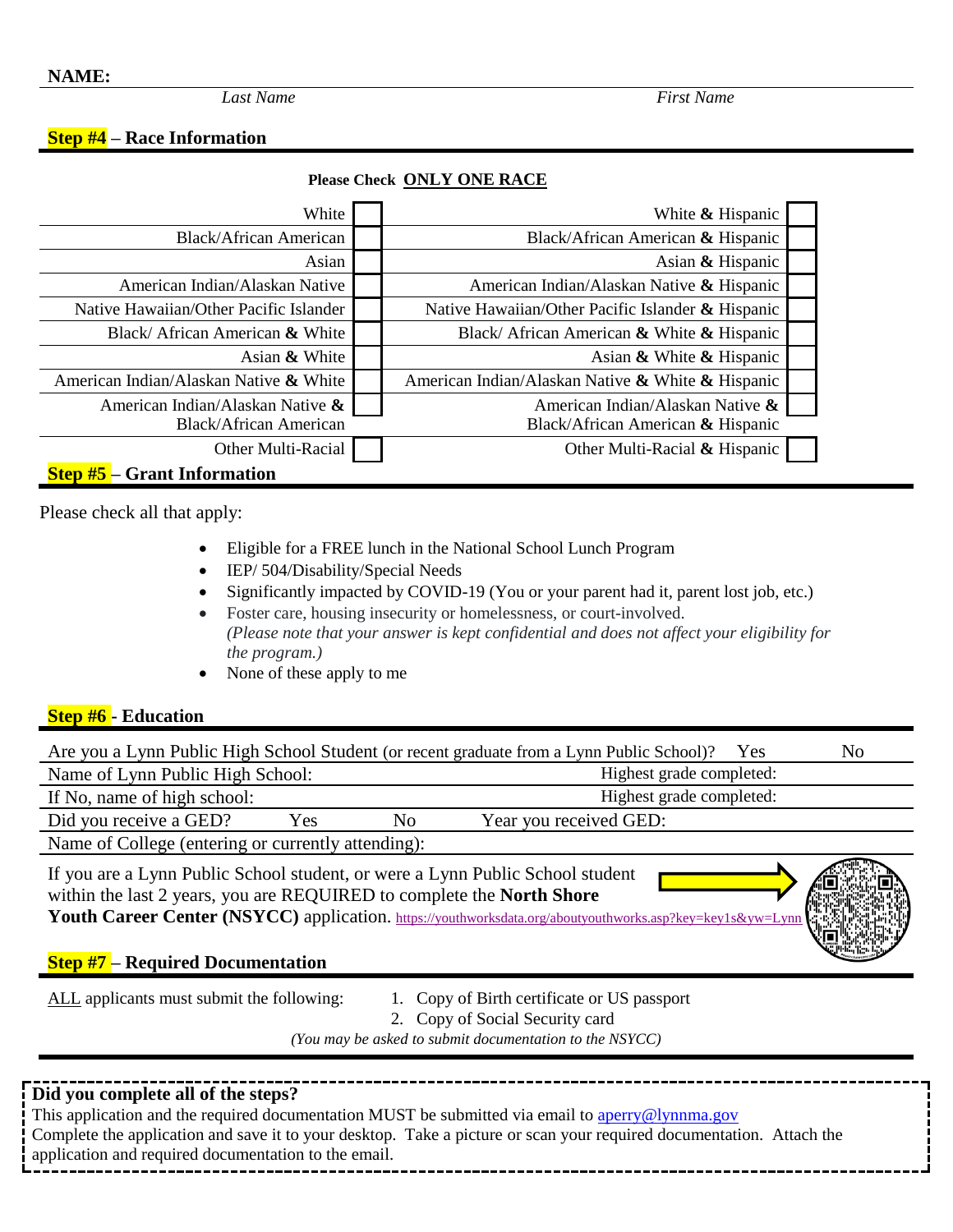**NAME:**

*Last Name* *First Name*

**Step #4 – Race Information**

**Please Check ONLY ONE RACE**

| | | | |
|---|---|---|---|
| White | ☐ | White **&** Hispanic | ☐ |
| Black/African American | ☐ | Black/African American **&** Hispanic | ☐ |
| Asian | ☐ | Asian **&** Hispanic | ☐ |
| American Indian/Alaskan Native | ☐ | American Indian/Alaskan Native **&** Hispanic | ☐ |
| Native Hawaiian/Other Pacific Islander | ☐ | Native Hawaiian/Other Pacific Islander **&** Hispanic | ☐ |
| Black/ African American **&** White | ☐ | Black/ African American **&** White **&** Hispanic | ☐ |
| Asian **&** White | ☐ | Asian **&** White **&** Hispanic | ☐ |
| American Indian/Alaskan Native **&** White | ☐ | American Indian/Alaskan Native **&** White **&** Hispanic | ☐ |
| American Indian/Alaskan Native **&** Black/African American | ☐ | American Indian/Alaskan Native **&** Black/African American **&** Hispanic | ☐ |
| Other Multi-Racial | ☐ | Other Multi-Racial **&** Hispanic | ☐ |

**Step #5 – Grant Information**

Please check all that apply:

- Eligible for a FREE lunch in the National School Lunch Program
- IEP/ 504/Disability/Special Needs
- Significantly impacted by COVID-19 (You or your parent had it, parent lost job, etc.)
- Foster care, housing insecurity or homelessness, or court-involved. *(Please note that your answer is kept confidential and does not affect your eligibility for the program.)*
- None of these apply to me

**Step #6 - Education**

Are you a Lynn Public High School Student (or recent graduate from a Lynn Public School)? Yes No

Name of Lynn Public High School: Highest grade completed:

If No, name of high school: Highest grade completed:

Did you receive a GED? Yes No Year you received GED:

Name of College (entering or currently attending):

If you are a Lynn Public School student, or were a Lynn Public School student within the last 2 years, you are REQUIRED to complete the **North Shore Youth Career Center (NSYCC)** application. https://youthworksdata.org/aboutyouthworks.asp?key=key1s&yw=Lynn

**Step #7 – Required Documentation**

ALL applicants must submit the following:

1. Copy of Birth certificate or US passport
2. Copy of Social Security card

*(You may be asked to submit documentation to the NSYCC)*

**Did you complete all of the steps?**

This application and the required documentation MUST be submitted via email to aperry@lynnma.gov

Complete the application and save it to your desktop. Take a picture or scan your required documentation. Attach the application and required documentation to the email.